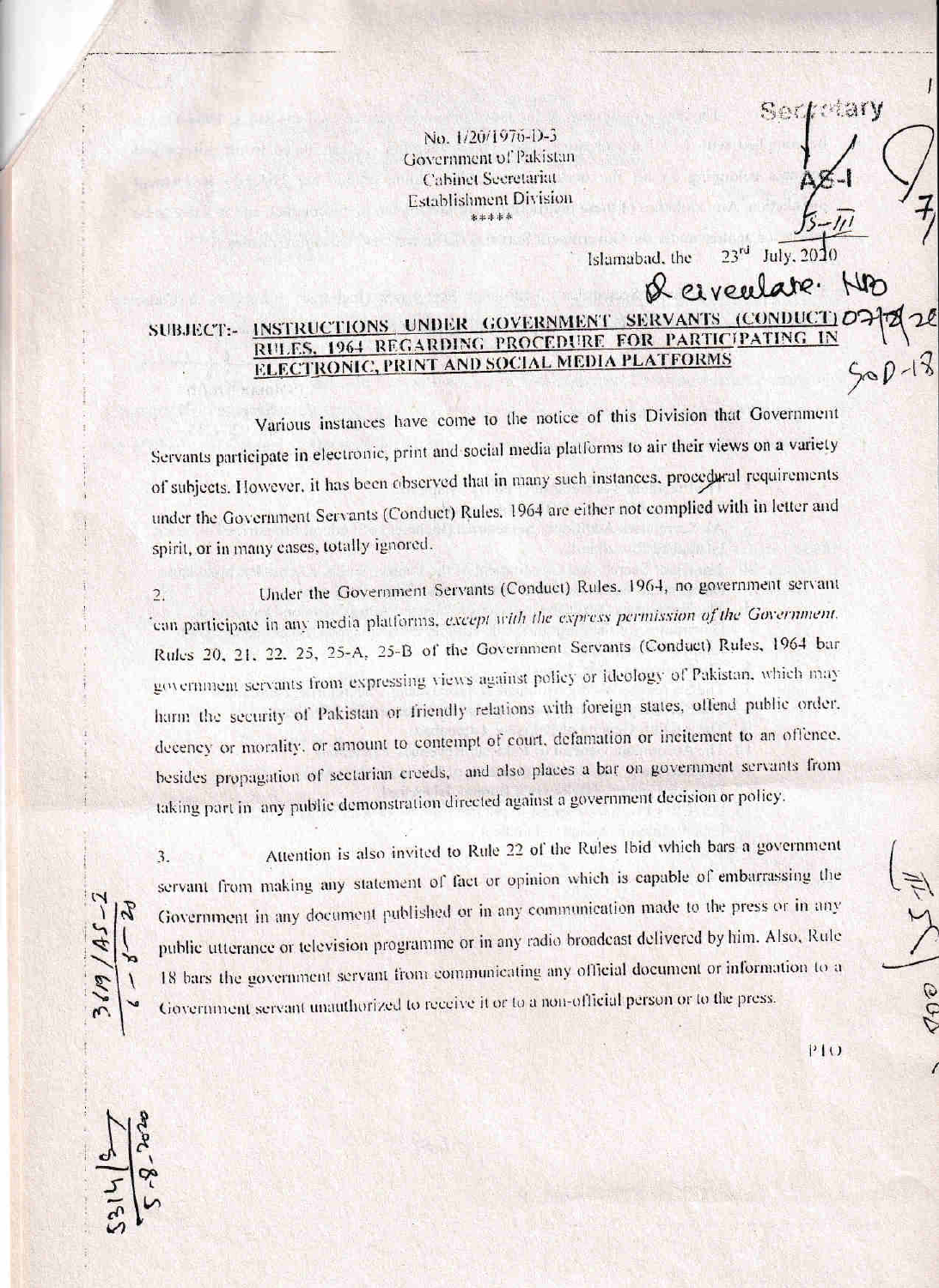No. 1/20/1976-D-3
Government of Pakistan
Cabinet Secretariat
Establishment Division
*****

Islamabad, the 23rd July, 2020

**SUBJECT:- INSTRUCTIONS UNDER GOVERNMENT SERVANTS (CONDUCT) RULES, 1964 REGARDING PROCEDURE FOR PARTICIPATING IN ELECTRONIC, PRINT AND SOCIAL MEDIA PLATFORMS**

Various instances have come to the notice of this Division that Government Servants participate in electronic, print and social media platforms to air their views on a variety of subjects. However, it has been observed that in many such instances, procedural requirements under the Government Servants (Conduct) Rules, 1964 are either not complied with in letter and spirit, or in many cases, totally ignored.

2. Under the Government Servants (Conduct) Rules, 1964, no government servant can participate in any media platforms, *except with the express permission of the Government.* Rules 20, 21, 22, 25, 25-A, 25-B of the Government Servants (Conduct) Rules, 1964 bar government servants from expressing views against policy or ideology of Pakistan, which may harm the security of Pakistan or friendly relations with foreign states, offend public order, decency or morality, or amount to contempt of court, defamation or incitement to an offence, besides propagation of sectarian creeds, and also places a bar on government servants from taking part in any public demonstration directed against a government decision or policy.

3. Attention is also invited to Rule 22 of the Rules Ibid which bars a government servant from making any statement of fact or opinion which is capable of embarrassing the Government in any document published or in any communication made to the press or in any public utterance or television programme or in any radio broadcast delivered by him. Also, Rule 18 bars the government servant from communicating any official document or information to a Government servant unauthorized to receive it or to a non-official person or to the press.

P.T.O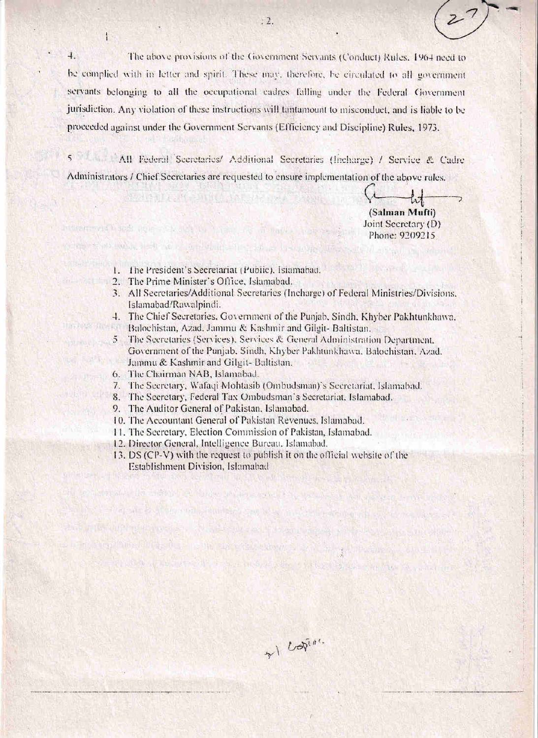4. The above provisions of the Government Servants (Conduct) Rules, 1964 need to be complied with in letter and spirit. These may, therefore, be circulated to all government servants belonging to all the occupational cadres falling under the Federal Government jurisdiction. Any violation of these instructions will tantamount to misconduct, and is liable to be proceeded against under the Government Servants (Efficiency and Discipline) Rules, 1973.

5. All Federal Secretaries/ Additional Secretaries (Incharge) / Service & Cadre Administrators / Chief Secretaries are requested to ensure implementation of the above rules.

**(Salman Mufti)**
Joint Secretary (D)
Phone: 9209215

1. The President's Secretariat (Public), Islamabad.
2. The Prime Minister's Office, Islamabad.
3. All Secretaries/Additional Secretaries (Incharge) of Federal Ministries/Divisions, Islamabad/Rawalpindi.
4. The Chief Secretaries, Government of the Punjab, Sindh, Khyber Pakhtunkhawa, Balochistan, Azad, Jammu & Kashmir and Gilgit- Baltistan.
5. The Secretaries (Services), Services & General Administration Department, Government of the Punjab, Sindh, Khyber Pakhtunkhawa, Balochistan, Azad, Jammu & Kashmir and Gilgit- Baltistan.
6. The Chairman NAB, Islamabad.
7. The Secretary, Wafaqi Mohtasib (Ombudsman)'s Secretariat, Islamabad.
8. The Secretary, Federal Tax Ombudsman's Secretariat, Islamabad.
9. The Auditor General of Pakistan, Islamabad.
10. The Accountant General of Pakistan Revenues, Islamabad.
11. The Secretary, Election Commission of Pakistan, Islamabad.
12. Director General, Intelligence Bureau, Islamabad.
13. DS (CP-V) with the request to publish it on the official website of the Establishment Division, Islamabad